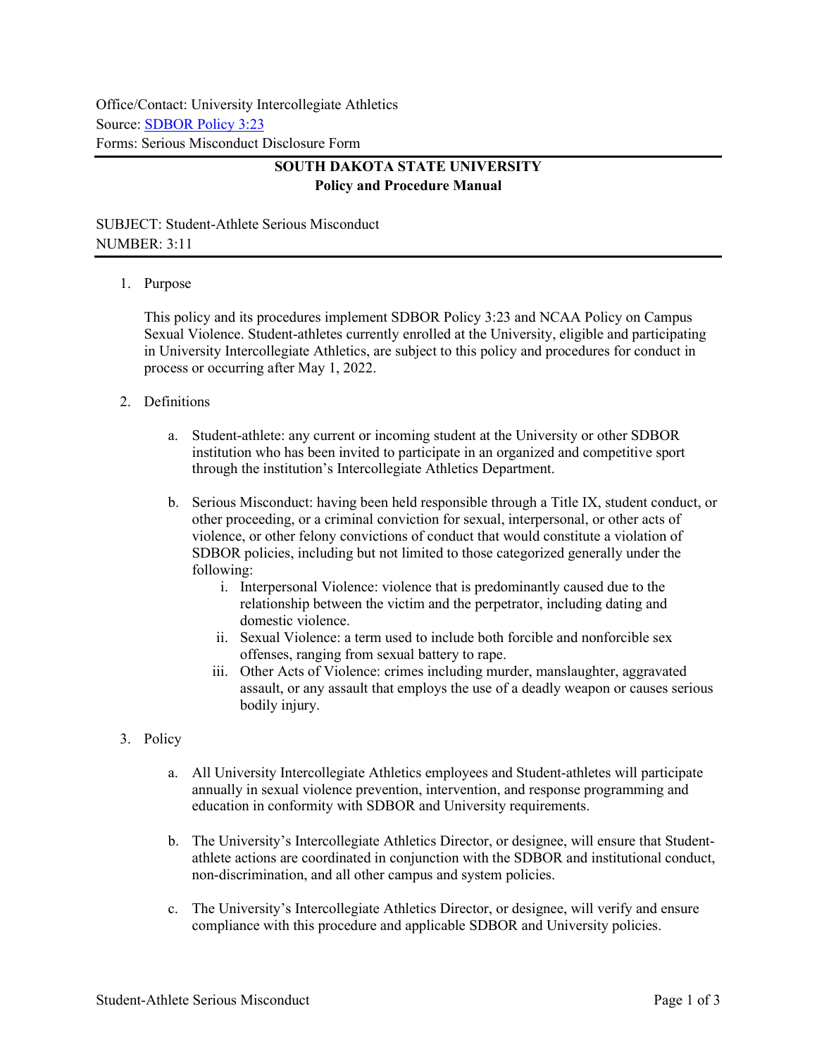Office/Contact: University Intercollegiate Athletics
Source: [SDBOR Policy 3:23]
Forms: Serious Misconduct Disclosure Form

**SOUTH DAKOTA STATE UNIVERSITY**
**Policy and Procedure Manual**

SUBJECT: Student-Athlete Serious Misconduct
NUMBER: 3:11

1. Purpose

   This policy and its procedures implement SDBOR Policy 3:23 and NCAA Policy on Campus Sexual Violence. Student-athletes currently enrolled at the University, eligible and participating in University Intercollegiate Athletics, are subject to this policy and procedures for conduct in process or occurring after May 1, 2022.

2. Definitions

   a. Student-athlete: any current or incoming student at the University or other SDBOR institution who has been invited to participate in an organized and competitive sport through the institution's Intercollegiate Athletics Department.

   b. Serious Misconduct: having been held responsible through a Title IX, student conduct, or other proceeding, or a criminal conviction for sexual, interpersonal, or other acts of violence, or other felony convictions of conduct that would constitute a violation of SDBOR policies, including but not limited to those categorized generally under the following:
      i. Interpersonal Violence: violence that is predominantly caused due to the relationship between the victim and the perpetrator, including dating and domestic violence.
      ii. Sexual Violence: a term used to include both forcible and nonforcible sex offenses, ranging from sexual battery to rape.
      iii. Other Acts of Violence: crimes including murder, manslaughter, aggravated assault, or any assault that employs the use of a deadly weapon or causes serious bodily injury.

3. Policy

   a. All University Intercollegiate Athletics employees and Student-athletes will participate annually in sexual violence prevention, intervention, and response programming and education in conformity with SDBOR and University requirements.

   b. The University's Intercollegiate Athletics Director, or designee, will ensure that Student-athlete actions are coordinated in conjunction with the SDBOR and institutional conduct, non-discrimination, and all other campus and system policies.

   c. The University's Intercollegiate Athletics Director, or designee, will verify and ensure compliance with this procedure and applicable SDBOR and University policies.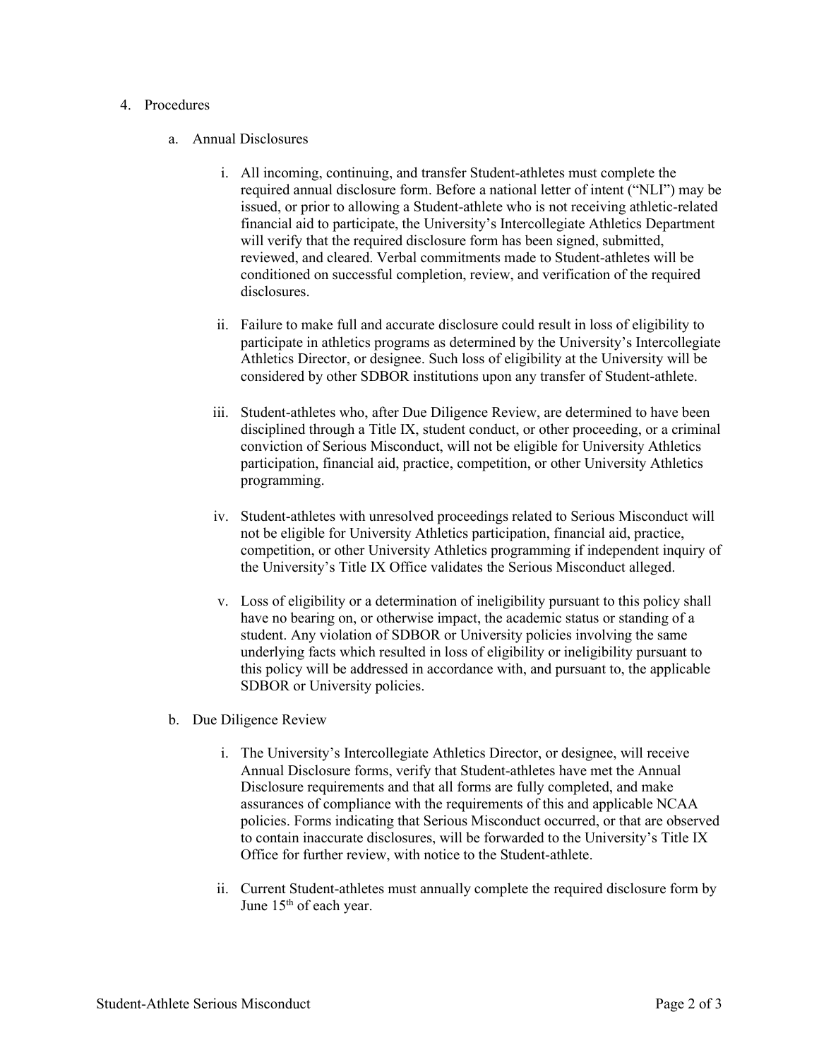4. Procedures

   a. Annual Disclosures

      i. All incoming, continuing, and transfer Student-athletes must complete the required annual disclosure form. Before a national letter of intent ("NLI") may be issued, or prior to allowing a Student-athlete who is not receiving athletic-related financial aid to participate, the University's Intercollegiate Athletics Department will verify that the required disclosure form has been signed, submitted, reviewed, and cleared. Verbal commitments made to Student-athletes will be conditioned on successful completion, review, and verification of the required disclosures.

      ii. Failure to make full and accurate disclosure could result in loss of eligibility to participate in athletics programs as determined by the University's Intercollegiate Athletics Director, or designee. Such loss of eligibility at the University will be considered by other SDBOR institutions upon any transfer of Student-athlete.

      iii. Student-athletes who, after Due Diligence Review, are determined to have been disciplined through a Title IX, student conduct, or other proceeding, or a criminal conviction of Serious Misconduct, will not be eligible for University Athletics participation, financial aid, practice, competition, or other University Athletics programming.

      iv. Student-athletes with unresolved proceedings related to Serious Misconduct will not be eligible for University Athletics participation, financial aid, practice, competition, or other University Athletics programming if independent inquiry of the University's Title IX Office validates the Serious Misconduct alleged.

      v. Loss of eligibility or a determination of ineligibility pursuant to this policy shall have no bearing on, or otherwise impact, the academic status or standing of a student. Any violation of SDBOR or University policies involving the same underlying facts which resulted in loss of eligibility or ineligibility pursuant to this policy will be addressed in accordance with, and pursuant to, the applicable SDBOR or University policies.

   b. Due Diligence Review

      i. The University's Intercollegiate Athletics Director, or designee, will receive Annual Disclosure forms, verify that Student-athletes have met the Annual Disclosure requirements and that all forms are fully completed, and make assurances of compliance with the requirements of this and applicable NCAA policies. Forms indicating that Serious Misconduct occurred, or that are observed to contain inaccurate disclosures, will be forwarded to the University's Title IX Office for further review, with notice to the Student-athlete.

      ii. Current Student-athletes must annually complete the required disclosure form by June 15th of each year.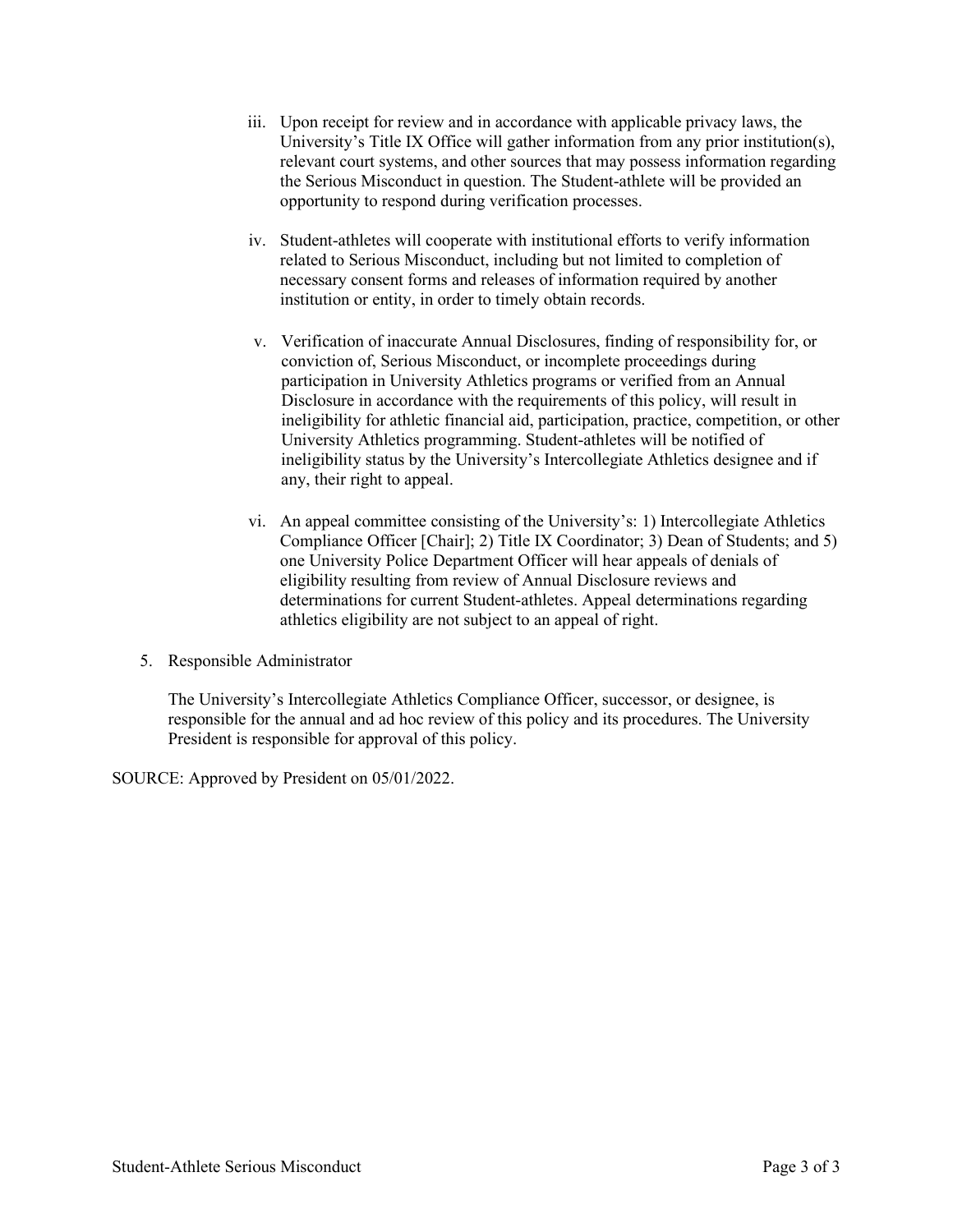iii. Upon receipt for review and in accordance with applicable privacy laws, the University's Title IX Office will gather information from any prior institution(s), relevant court systems, and other sources that may possess information regarding the Serious Misconduct in question. The Student-athlete will be provided an opportunity to respond during verification processes.

iv. Student-athletes will cooperate with institutional efforts to verify information related to Serious Misconduct, including but not limited to completion of necessary consent forms and releases of information required by another institution or entity, in order to timely obtain records.

v. Verification of inaccurate Annual Disclosures, finding of responsibility for, or conviction of, Serious Misconduct, or incomplete proceedings during participation in University Athletics programs or verified from an Annual Disclosure in accordance with the requirements of this policy, will result in ineligibility for athletic financial aid, participation, practice, competition, or other University Athletics programming. Student-athletes will be notified of ineligibility status by the University's Intercollegiate Athletics designee and if any, their right to appeal.

vi. An appeal committee consisting of the University's: 1) Intercollegiate Athletics Compliance Officer [Chair]; 2) Title IX Coordinator; 3) Dean of Students; and 5) one University Police Department Officer will hear appeals of denials of eligibility resulting from review of Annual Disclosure reviews and determinations for current Student-athletes. Appeal determinations regarding athletics eligibility are not subject to an appeal of right.

5. Responsible Administrator

The University's Intercollegiate Athletics Compliance Officer, successor, or designee, is responsible for the annual and ad hoc review of this policy and its procedures. The University President is responsible for approval of this policy.

SOURCE: Approved by President on 05/01/2022.